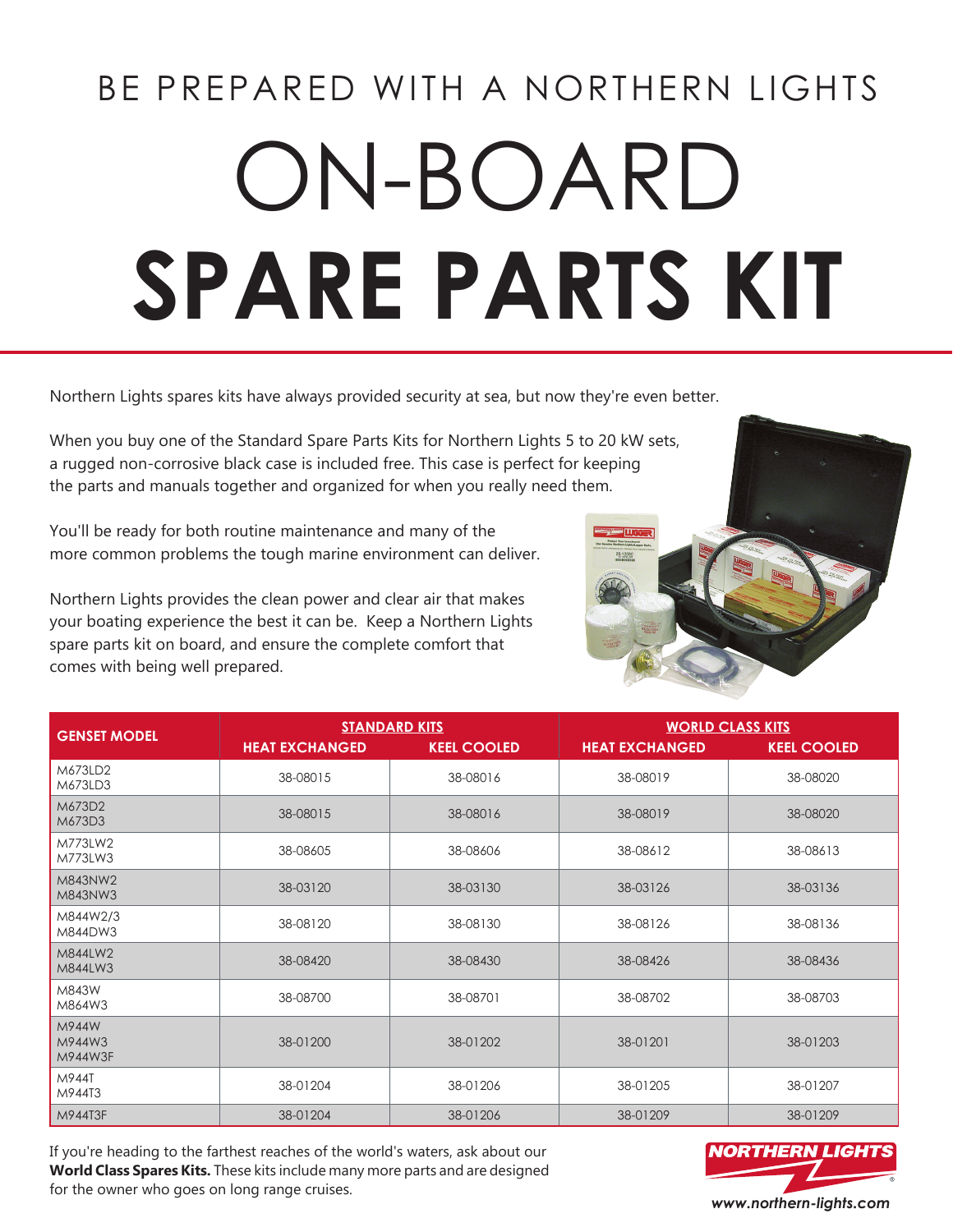BE PREPARED WITH A NORTHERN LIGHTS

# ON-BOARD SPARE PARTS KIT

Northern Lights spares kits have always provided security at sea, but now they're even better.

When you buy one of the Standard Spare Parts Kits for Northern Lights 5 to 20 kW sets, a rugged non-corrosive black case is included free. This case is perfect for keeping the parts and manuals together and organized for when you really need them.

You'll be ready for both routine maintenance and many of the more common problems the tough marine environment can deliver.

Northern Lights provides the clean power and clear air that makes your boating experience the best it can be. Keep a Northern Lights spare parts kit on board, and ensure the complete comfort that comes with being well prepared.

| GENSET MODEL | STANDARD KITS | | WORLD CLASS KITS | |
|---|---|---|---|---|
| | HEAT EXCHANGED | KEEL COOLED | HEAT EXCHANGED | KEEL COOLED |
| M673LD2 M673LD3 | 38-08015 | 38-08016 | 38-08019 | 38-08020 |
| M673D2 M673D3 | 38-08015 | 38-08016 | 38-08019 | 38-08020 |
| M773LW2 M773LW3 | 38-08605 | 38-08606 | 38-08612 | 38-08613 |
| M843NW2 M843NW3 | 38-03120 | 38-03130 | 38-03126 | 38-03136 |
| M844W2/3 M844DW3 | 38-08120 | 38-08130 | 38-08126 | 38-08136 |
| M844LW2 M844LW3 | 38-08420 | 38-08430 | 38-08426 | 38-08436 |
| M843W M864W3 | 38-08700 | 38-08701 | 38-08702 | 38-08703 |
| M944W M944W3 M944W3F | 38-01200 | 38-01202 | 38-01201 | 38-01203 |
| M944T M944T3 | 38-01204 | 38-01206 | 38-01205 | 38-01207 |
| M944T3F | 38-01204 | 38-01206 | 38-01209 | 38-01209 |

If you're heading to the farthest reaches of the world's waters, ask about our **World Class Spares Kits.** These kits include many more parts and are designed for the owner who goes on long range cruises.

NORTHERN LIGHTS

www.northern-lights.com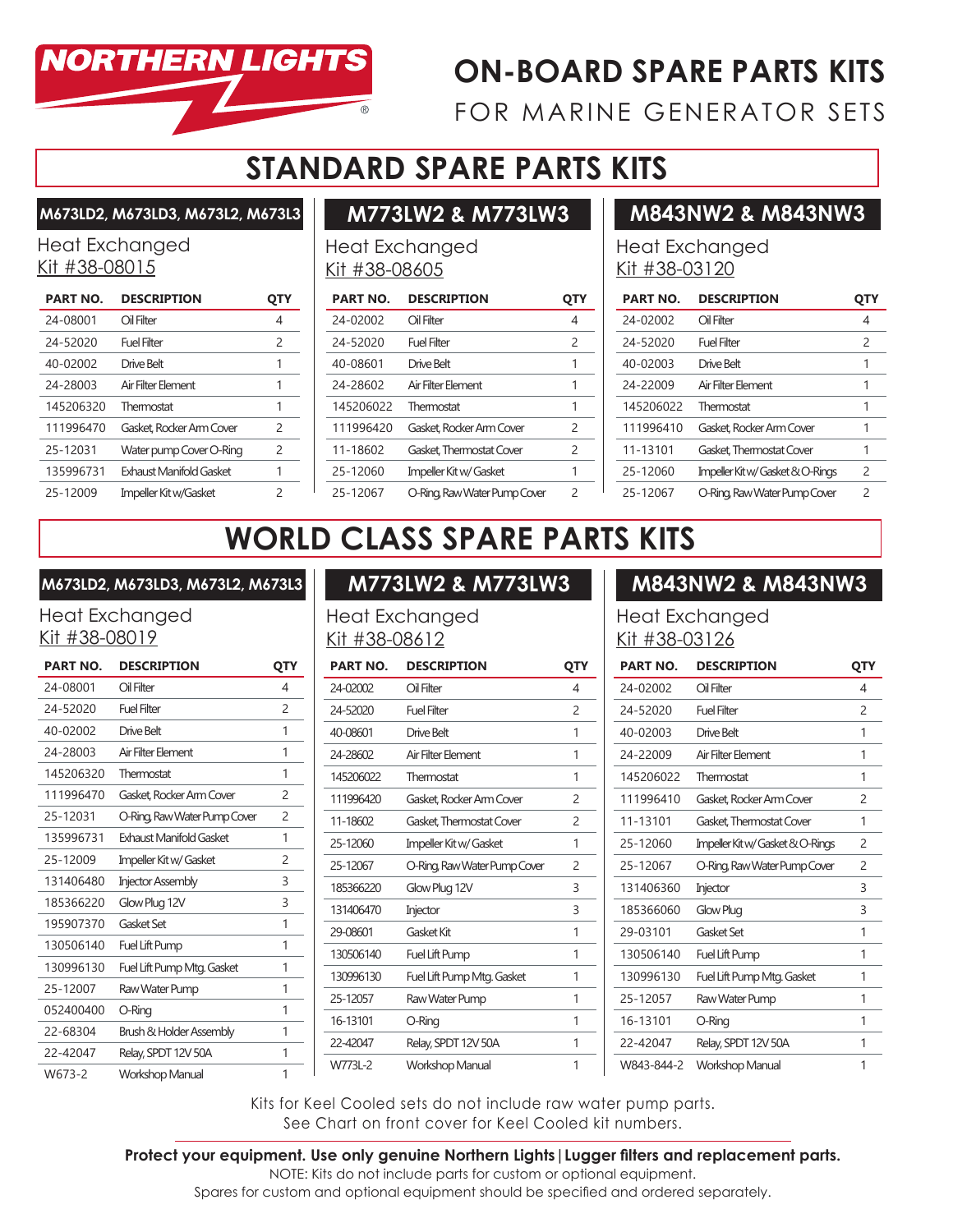NORTHERN LIGHTS®

# ON-BOARD SPARE PARTS KITS

FOR MARINE GENERATOR SETS

## STANDARD SPARE PARTS KITS

### M673LD2, M673LD3, M673L2, M673L3

Heat Exchanged
Kit #38-08015

| PART NO. | DESCRIPTION | QTY |
|---|---|---|
| 24-08001 | Oil Filter | 4 |
| 24-52020 | Fuel Filter | 2 |
| 40-02002 | Drive Belt | 1 |
| 24-28003 | Air Filter Element | 1 |
| 145206320 | Thermostat | 1 |
| 111996470 | Gasket, Rocker Arm Cover | 2 |
| 25-12031 | Water pump Cover O-Ring | 2 |
| 135996731 | Exhaust Manifold Gasket | 1 |
| 25-12009 | Impeller Kit w/Gasket | 2 |

### M773LW2 & M773LW3

Heat Exchanged
Kit #38-08605

| PART NO. | DESCRIPTION | QTY |
|---|---|---|
| 24-02002 | Oil Filter | 4 |
| 24-52020 | Fuel Filter | 2 |
| 40-08601 | Drive Belt | 1 |
| 24-28602 | Air Filter Element | 1 |
| 145206022 | Thermostat | 1 |
| 111996420 | Gasket, Rocker Arm Cover | 2 |
| 11-18602 | Gasket, Thermostat Cover | 2 |
| 25-12060 | Impeller Kit w/ Gasket | 1 |
| 25-12067 | O-Ring, Raw Water Pump Cover | 2 |

### M843NW2 & M843NW3

Heat Exchanged
Kit #38-03120

| PART NO. | DESCRIPTION | QTY |
|---|---|---|
| 24-02002 | Oil Filter | 4 |
| 24-52020 | Fuel Filter | 2 |
| 40-02003 | Drive Belt | 1 |
| 24-22009 | Air Filter Element | 1 |
| 145206022 | Thermostat | 1 |
| 111996410 | Gasket, Rocker Arm Cover | 1 |
| 11-13101 | Gasket, Thermostat Cover | 1 |
| 25-12060 | Impeller Kit w/ Gasket & O-Rings | 2 |
| 25-12067 | O-Ring, Raw Water Pump Cover | 2 |

## WORLD CLASS SPARE PARTS KITS

### M673LD2, M673LD3, M673L2, M673L3

Heat Exchanged
Kit #38-08019

| PART NO. | DESCRIPTION | QTY |
|---|---|---|
| 24-08001 | Oil Filter | 4 |
| 24-52020 | Fuel Filter | 2 |
| 40-02002 | Drive Belt | 1 |
| 24-28003 | Air Filter Element | 1 |
| 145206320 | Thermostat | 1 |
| 111996470 | Gasket, Rocker Arm Cover | 2 |
| 25-12031 | O-Ring, Raw Water Pump Cover | 2 |
| 135996731 | Exhaust Manifold Gasket | 1 |
| 25-12009 | Impeller Kit w/ Gasket | 2 |
| 131406480 | Injector Assembly | 3 |
| 185366220 | Glow Plug 12V | 3 |
| 195907370 | Gasket Set | 1 |
| 130506140 | Fuel Lift Pump | 1 |
| 130996130 | Fuel Lift Pump Mtg. Gasket | 1 |
| 25-12007 | Raw Water Pump | 1 |
| 052400400 | O-Ring | 1 |
| 22-68304 | Brush & Holder Assembly | 1 |
| 22-42047 | Relay, SPDT 12V 50A | 1 |
| W673-2 | Workshop Manual | 1 |

### M773LW2 & M773LW3

Heat Exchanged
Kit #38-08612

| PART NO. | DESCRIPTION | QTY |
|---|---|---|
| 24-02002 | Oil Filter | 4 |
| 24-52020 | Fuel Filter | 2 |
| 40-08601 | Drive Belt | 1 |
| 24-28602 | Air Filter Element | 1 |
| 145206022 | Thermostat | 1 |
| 111996420 | Gasket, Rocker Arm Cover | 2 |
| 11-18602 | Gasket, Thermostat Cover | 2 |
| 25-12060 | Impeller Kit w/ Gasket | 1 |
| 25-12067 | O-Ring, Raw Water Pump Cover | 2 |
| 185366220 | Glow Plug 12V | 3 |
| 131406470 | Injector | 3 |
| 29-08601 | Gasket Kit | 1 |
| 130506140 | Fuel Lift Pump | 1 |
| 130996130 | Fuel Lift Pump Mtg. Gasket | 1 |
| 25-12057 | Raw Water Pump | 1 |
| 16-13101 | O-Ring | 1 |
| 22-42047 | Relay, SPDT 12V 50A | 1 |
| W773L-2 | Workshop Manual | 1 |

### M843NW2 & M843NW3

Heat Exchanged
Kit #38-03126

| PART NO. | DESCRIPTION | QTY |
|---|---|---|
| 24-02002 | Oil Filter | 4 |
| 24-52020 | Fuel Filter | 2 |
| 40-02003 | Drive Belt | 1 |
| 24-22009 | Air Filter Element | 1 |
| 145206022 | Thermostat | 1 |
| 111996410 | Gasket, Rocker Arm Cover | 2 |
| 11-13101 | Gasket, Thermostat Cover | 1 |
| 25-12060 | Impeller Kit w/ Gasket & O-Rings | 2 |
| 25-12067 | O-Ring, Raw Water Pump Cover | 2 |
| 131406360 | Injector | 3 |
| 185366060 | Glow Plug | 3 |
| 29-03101 | Gasket Set | 1 |
| 130506140 | Fuel Lift Pump | 1 |
| 130996130 | Fuel Lift Pump Mtg. Gasket | 1 |
| 25-12057 | Raw Water Pump | 1 |
| 16-13101 | O-Ring | 1 |
| 22-42047 | Relay, SPDT 12V 50A | 1 |
| W843-844-2 | Workshop Manual | 1 |

Kits for Keel Cooled sets do not include raw water pump parts.
See Chart on front cover for Keel Cooled kit numbers.

**Protect your equipment. Use only genuine Northern Lights | Lugger filters and replacement parts.**

NOTE: Kits do not include parts for custom or optional equipment.
Spares for custom and optional equipment should be specified and ordered separately.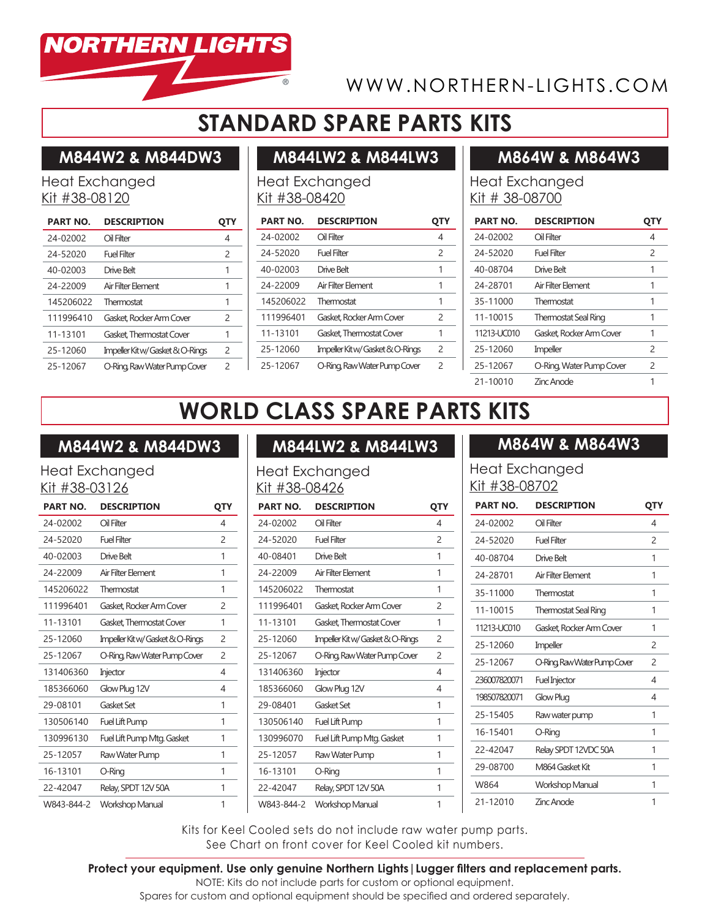NORTHERN LIGHTS®

WWW.NORTHERN-LIGHTS.COM

# STANDARD SPARE PARTS KITS

## M844W2 & M844DW3

Heat Exchanged
Kit #38-08120

| PART NO. | DESCRIPTION | QTY |
|---|---|---|
| 24-02002 | Oil Filter | 4 |
| 24-52020 | Fuel Filter | 2 |
| 40-02003 | Drive Belt | 1 |
| 24-22009 | Air Filter Element | 1 |
| 145206022 | Thermostat | 1 |
| 111996410 | Gasket, Rocker Arm Cover | 2 |
| 11-13101 | Gasket, Thermostat Cover | 1 |
| 25-12060 | Impeller Kit w/ Gasket & O-Rings | 2 |
| 25-12067 | O-Ring, Raw Water Pump Cover | 2 |

## M844LW2 & M844LW3

Heat Exchanged
Kit #38-08420

| PART NO. | DESCRIPTION | QTY |
|---|---|---|
| 24-02002 | Oil Filter | 4 |
| 24-52020 | Fuel Filter | 2 |
| 40-02003 | Drive Belt | 1 |
| 24-22009 | Air Filter Element | 1 |
| 145206022 | Thermostat | 1 |
| 111996401 | Gasket, Rocker Arm Cover | 2 |
| 11-13101 | Gasket, Thermostat Cover | 1 |
| 25-12060 | Impeller Kit w/ Gasket & O-Rings | 2 |
| 25-12067 | O-Ring, Raw Water Pump Cover | 2 |

## M864W & M864W3

Heat Exchanged
Kit # 38-08700

| PART NO. | DESCRIPTION | QTY |
|---|---|---|
| 24-02002 | Oil Filter | 4 |
| 24-52020 | Fuel Filter | 2 |
| 40-08704 | Drive Belt | 1 |
| 24-28701 | Air Filter Element | 1 |
| 35-11000 | Thermostat | 1 |
| 11-10015 | Thermostat Seal Ring | 1 |
| 11213-UC010 | Gasket, Rocker Arm Cover | 1 |
| 25-12060 | Impeller | 2 |
| 25-12067 | O-Ring, Water Pump Cover | 2 |
| 21-10010 | Zinc Anode | 1 |

# WORLD CLASS SPARE PARTS KITS

## M844W2 & M844DW3

Heat Exchanged
Kit #38-03126

| PART NO. | DESCRIPTION | QTY |
|---|---|---|
| 24-02002 | Oil Filter | 4 |
| 24-52020 | Fuel Filter | 2 |
| 40-02003 | Drive Belt | 1 |
| 24-22009 | Air Filter Element | 1 |
| 145206022 | Thermostat | 1 |
| 111996401 | Gasket, Rocker Arm Cover | 2 |
| 11-13101 | Gasket, Thermostat Cover | 1 |
| 25-12060 | Impeller Kit w/ Gasket & O-Rings | 2 |
| 25-12067 | O-Ring, Raw Water Pump Cover | 2 |
| 131406360 | Injector | 4 |
| 185366060 | Glow Plug 12V | 4 |
| 29-08101 | Gasket Set | 1 |
| 130506140 | Fuel Lift Pump | 1 |
| 130996130 | Fuel Lift Pump Mtg. Gasket | 1 |
| 25-12057 | Raw Water Pump | 1 |
| 16-13101 | O-Ring | 1 |
| 22-42047 | Relay, SPDT 12V 50A | 1 |
| W843-844-2 | Workshop Manual | 1 |

## M844LW2 & M844LW3

Heat Exchanged
Kit #38-08426

| PART NO. | DESCRIPTION | QTY |
|---|---|---|
| 24-02002 | Oil Filter | 4 |
| 24-52020 | Fuel Filter | 2 |
| 40-08401 | Drive Belt | 1 |
| 24-22009 | Air Filter Element | 1 |
| 145206022 | Thermostat | 1 |
| 111996401 | Gasket, Rocker Arm Cover | 2 |
| 11-13101 | Gasket, Thermostat Cover | 1 |
| 25-12060 | Impeller Kit w/ Gasket & O-Rings | 2 |
| 25-12067 | O-Ring, Raw Water Pump Cover | 2 |
| 131406360 | Injector | 4 |
| 185366060 | Glow Plug 12V | 4 |
| 29-08401 | Gasket Set | 1 |
| 130506140 | Fuel Lift Pump | 1 |
| 130996070 | Fuel Lift Pump Mtg. Gasket | 1 |
| 25-12057 | Raw Water Pump | 1 |
| 16-13101 | O-Ring | 1 |
| 22-42047 | Relay, SPDT 12V 50A | 1 |
| W843-844-2 | Workshop Manual | 1 |

## M864W & M864W3

Heat Exchanged
Kit #38-08702

| PART NO. | DESCRIPTION | QTY |
|---|---|---|
| 24-02002 | Oil Filter | 4 |
| 24-52020 | Fuel Filter | 2 |
| 40-08704 | Drive Belt | 1 |
| 24-28701 | Air Filter Element | 1 |
| 35-11000 | Thermostat | 1 |
| 11-10015 | Thermostat Seal Ring | 1 |
| 11213-UC010 | Gasket, Rocker Arm Cover | 1 |
| 25-12060 | Impeller | 2 |
| 25-12067 | O-Ring Raw Water Pump Cover | 2 |
| 236007820071 | Fuel Injector | 4 |
| 198507820071 | Glow Plug | 4 |
| 25-15405 | Raw water pump | 1 |
| 16-15401 | O-Ring | 1 |
| 22-42047 | Relay SPDT 12VDC 50A | 1 |
| 29-08700 | M864 Gasket Kit | 1 |
| W864 | Workshop Manual | 1 |
| 21-12010 | Zinc Anode | 1 |

Kits for Keel Cooled sets do not include raw water pump parts.
See Chart on front cover for Keel Cooled kit numbers.

**Protect your equipment. Use only genuine Northern Lights | Lugger filters and replacement parts.**
NOTE: Kits do not include parts for custom or optional equipment.
Spares for custom and optional equipment should be specified and ordered separately.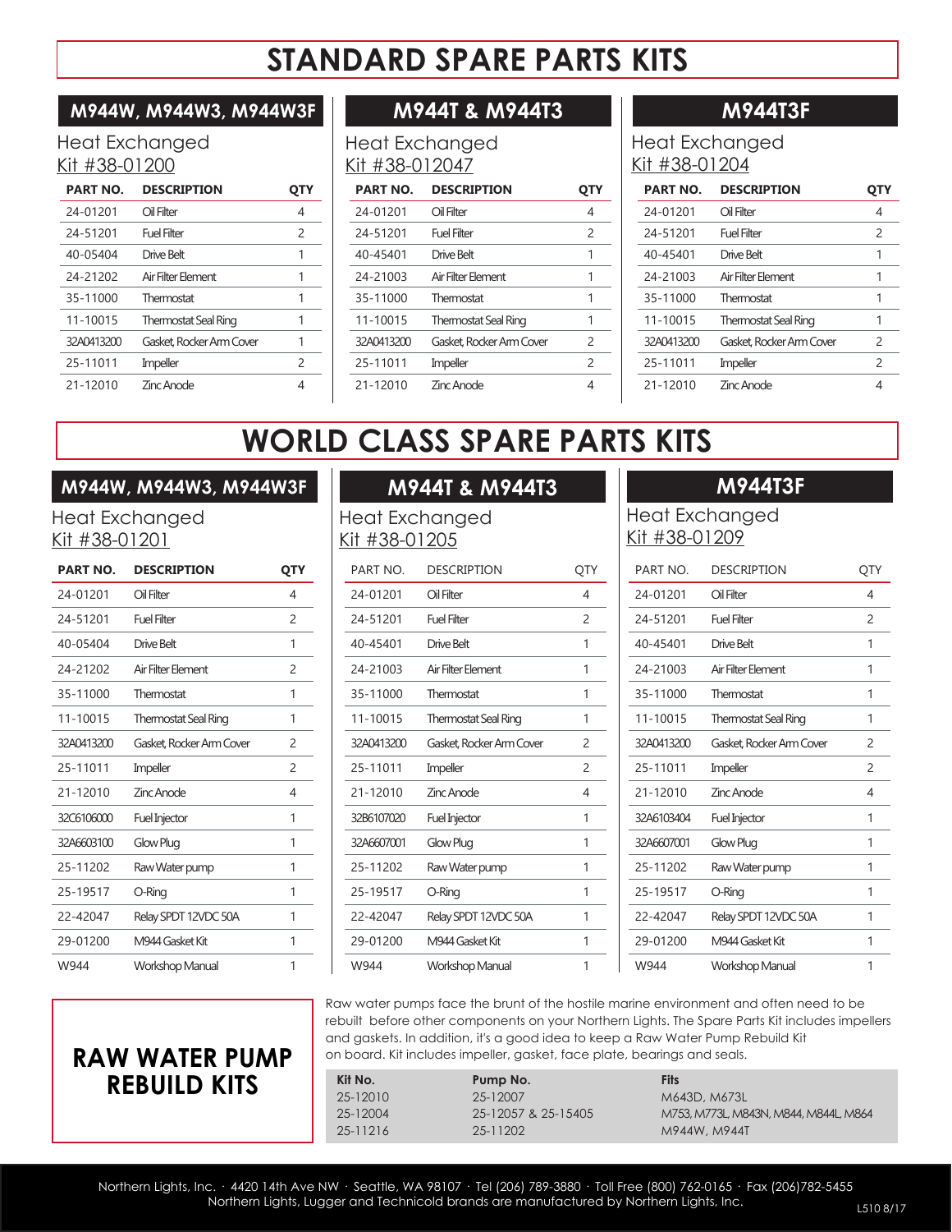# STANDARD SPARE PARTS KITS

## M944W, M944W3, M944W3F

Heat Exchanged
Kit #38-01200

| PART NO. | DESCRIPTION | QTY |
|---|---|---|
| 24-01201 | Oil Filter | 4 |
| 24-51201 | Fuel Filter | 2 |
| 40-05404 | Drive Belt | 1 |
| 24-21202 | Air Filter Element | 1 |
| 35-11000 | Thermostat | 1 |
| 11-10015 | Thermostat Seal Ring | 1 |
| 32A0413200 | Gasket, Rocker Arm Cover | 1 |
| 25-11011 | Impeller | 2 |
| 21-12010 | Zinc Anode | 4 |

## M944T & M944T3

Heat Exchanged
Kit #38-012047

| PART NO. | DESCRIPTION | QTY |
|---|---|---|
| 24-01201 | Oil Filter | 4 |
| 24-51201 | Fuel Filter | 2 |
| 40-45401 | Drive Belt | 1 |
| 24-21003 | Air Filter Element | 1 |
| 35-11000 | Thermostat | 1 |
| 11-10015 | Thermostat Seal Ring | 1 |
| 32A0413200 | Gasket, Rocker Arm Cover | 2 |
| 25-11011 | Impeller | 2 |
| 21-12010 | Zinc Anode | 4 |

## M944T3F

Heat Exchanged
Kit #38-01204

| PART NO. | DESCRIPTION | QTY |
|---|---|---|
| 24-01201 | Oil Filter | 4 |
| 24-51201 | Fuel Filter | 2 |
| 40-45401 | Drive Belt | 1 |
| 24-21003 | Air Filter Element | 1 |
| 35-11000 | Thermostat | 1 |
| 11-10015 | Thermostat Seal Ring | 1 |
| 32A0413200 | Gasket, Rocker Arm Cover | 2 |
| 25-11011 | Impeller | 2 |
| 21-12010 | Zinc Anode | 4 |

# WORLD CLASS SPARE PARTS KITS

## M944W, M944W3, M944W3F

Heat Exchanged
Kit #38-01201

| PART NO. | DESCRIPTION | QTY |
|---|---|---|
| 24-01201 | Oil Filter | 4 |
| 24-51201 | Fuel Filter | 2 |
| 40-05404 | Drive Belt | 1 |
| 24-21202 | Air Filter Element | 2 |
| 35-11000 | Thermostat | 1 |
| 11-10015 | Thermostat Seal Ring | 1 |
| 32A0413200 | Gasket, Rocker Arm Cover | 2 |
| 25-11011 | Impeller | 2 |
| 21-12010 | Zinc Anode | 4 |
| 32C6106000 | Fuel Injector | 1 |
| 32A6603100 | Glow Plug | 1 |
| 25-11202 | Raw Water pump | 1 |
| 25-19517 | O-Ring | 1 |
| 22-42047 | Relay SPDT 12VDC 50A | 1 |
| 29-01200 | M944 Gasket Kit | 1 |
| W944 | Workshop Manual | 1 |

## M944T & M944T3

Heat Exchanged
Kit #38-01205

| PART NO. | DESCRIPTION | QTY |
|---|---|---|
| 24-01201 | Oil Filter | 4 |
| 24-51201 | Fuel Filter | 2 |
| 40-45401 | Drive Belt | 1 |
| 24-21003 | Air Filter Element | 1 |
| 35-11000 | Thermostat | 1 |
| 11-10015 | Thermostat Seal Ring | 1 |
| 32A0413200 | Gasket, Rocker Arm Cover | 2 |
| 25-11011 | Impeller | 2 |
| 21-12010 | Zinc Anode | 4 |
| 32B6107020 | Fuel Injector | 1 |
| 32A6607001 | Glow Plug | 1 |
| 25-11202 | Raw Water pump | 1 |
| 25-19517 | O-Ring | 1 |
| 22-42047 | Relay SPDT 12VDC 50A | 1 |
| 29-01200 | M944 Gasket Kit | 1 |
| W944 | Workshop Manual | 1 |

## M944T3F

Heat Exchanged
Kit #38-01209

| PART NO. | DESCRIPTION | QTY |
|---|---|---|
| 24-01201 | Oil Filter | 4 |
| 24-51201 | Fuel Filter | 2 |
| 40-45401 | Drive Belt | 1 |
| 24-21003 | Air Filter Element | 1 |
| 35-11000 | Thermostat | 1 |
| 11-10015 | Thermostat Seal Ring | 1 |
| 32A0413200 | Gasket, Rocker Arm Cover | 2 |
| 25-11011 | Impeller | 2 |
| 21-12010 | Zinc Anode | 4 |
| 32A6103404 | Fuel Injector | 1 |
| 32A6607001 | Glow Plug | 1 |
| 25-11202 | Raw Water pump | 1 |
| 25-19517 | O-Ring | 1 |
| 22-42047 | Relay SPDT 12VDC 50A | 1 |
| 29-01200 | M944 Gasket Kit | 1 |
| W944 | Workshop Manual | 1 |

# RAW WATER PUMP REBUILD KITS

Raw water pumps face the brunt of the hostile marine environment and often need to be rebuilt before other components on your Northern Lights. The Spare Parts Kit includes impellers and gaskets. In addition, it's a good idea to keep a Raw Water Pump Rebuild Kit on board. Kit includes impeller, gasket, face plate, bearings and seals.

| Kit No. | Pump No. | Fits |
|---|---|---|
| 25-12010 | 25-12007 | M643D, M673L |
| 25-12004 | 25-12057 & 25-15405 | M753, M773L, M843N, M844, M844L, M864 |
| 25-11216 | 25-11202 | M944W, M944T |

Northern Lights, Inc. · 4420 14th Ave NW · Seattle, WA 98107 · Tel (206) 789-3880 · Toll Free (800) 762-0165 · Fax (206)782-5455
Northern Lights, Lugger and Technicold brands are manufactured by Northern Lights, Inc.

L510 8/17